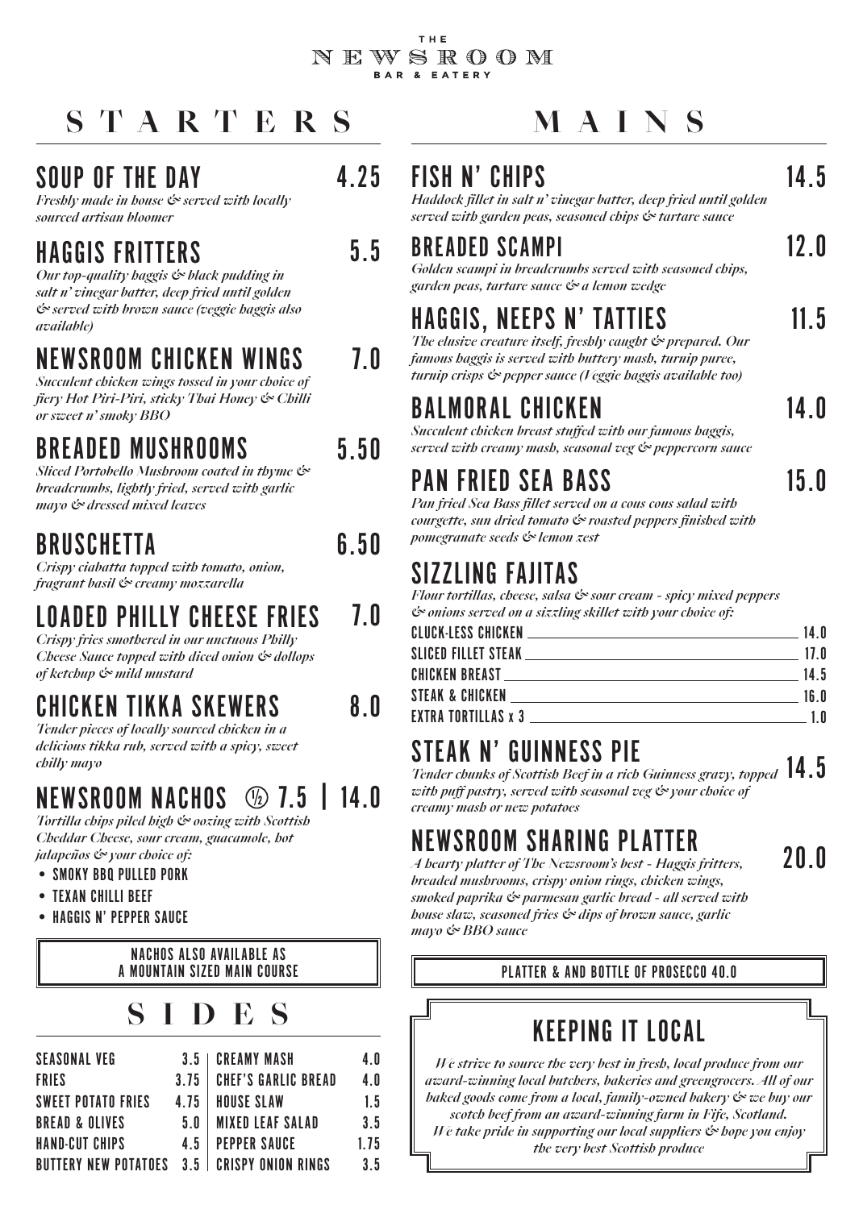THE
# NEWSROOM
BAR & EATERY

## STARTERS

### SOUP OF THE DAY 4.25
*Freshly made in house & served with locally sourced artisan bloomer*

### HAGGIS FRITTERS 5.5
*Our top-quality haggis & black pudding in salt n' vinegar batter, deep fried until golden & served with brown sauce (veggie haggis also available)*

### NEWSROOM CHICKEN WINGS 7.0
*Succulent chicken wings tossed in your choice of fiery Hot Piri-Piri, sticky Thai Honey & Chilli or sweet n' smoky BBO*

### BREADED MUSHROOMS 5.50
*Sliced Portobello Mushroom coated in thyme & breadcrumbs, lightly fried, served with garlic mayo & dressed mixed leaves*

### BRUSCHETTA 6.50
*Crispy ciabatta topped with tomato, onion, fragrant basil & creamy mozzarella*

### LOADED PHILLY CHEESE FRIES 7.0
*Crispy fries smothered in our unctuous Philly Cheese Sauce topped with diced onion & dollops of ketchup & mild mustard*

### CHICKEN TIKKA SKEWERS 8.0
*Tender pieces of locally sourced chicken in a delicious tikka rub, served with a spicy, sweet chilly mayo*

### NEWSROOM NACHOS ½ 7.5 | 14.0
*Tortilla chips piled high & oozing with Scottish Cheddar Cheese, sour cream, guacamole, hot jalapeños & your choice of:*

- SMOKY BBQ PULLED PORK
- TEXAN CHILLI BEEF
- HAGGIS N' PEPPER SAUCE

NACHOS ALSO AVAILABLE AS A MOUNTAIN SIZED MAIN COURSE

## SIDES

| | | | |
|---|---|---|---|
| SEASONAL VEG | 3.5 | CREAMY MASH | 4.0 |
| FRIES | 3.75 | CHEF'S GARLIC BREAD | 4.0 |
| SWEET POTATO FRIES | 4.75 | HOUSE SLAW | 1.5 |
| BREAD & OLIVES | 5.0 | MIXED LEAF SALAD | 3.5 |
| HAND-CUT CHIPS | 4.5 | PEPPER SAUCE | 1.75 |
| BUTTERY NEW POTATOES | 3.5 | CRISPY ONION RINGS | 3.5 |

## MAINS

### FISH N' CHIPS 14.5
*Haddock fillet in salt n' vinegar batter, deep fried until golden served with garden peas, seasoned chips & tartare sauce*

### BREADED SCAMPI 12.0
*Golden scampi in breadcrumbs served with seasoned chips, garden peas, tartare sauce & a lemon wedge*

### HAGGIS, NEEPS N' TATTIES 11.5
*The elusive creature itself, freshly caught & prepared. Our famous haggis is served with buttery mash, turnip puree, turnip crisps & pepper sauce (Veggie haggis available too)*

### BALMORAL CHICKEN 14.0
*Succulent chicken breast stuffed with our famous haggis, served with creamy mash, seasonal veg & peppercorn sauce*

### PAN FRIED SEA BASS 15.0
*Pan fried Sea Bass fillet served on a cous cous salad with courgette, sun dried tomato & roasted peppers finished with pomegranate seeds & lemon zest*

### SIZZLING FAJITAS
*Flour tortillas, cheese, salsa & sour cream - spicy mixed peppers & onions served on a sizzling skillet with your choice of:*

| | |
|---|---|
| CLUCK-LESS CHICKEN | 14.0 |
| SLICED FILLET STEAK | 17.0 |
| CHICKEN BREAST | 14.5 |
| STEAK & CHICKEN | 16.0 |
| EXTRA TORTILLAS x 3 | 1.0 |

### STEAK N' GUINNESS PIE 14.5
*Tender chunks of Scottish Beef in a rich Guinness gravy, topped with puff pastry, served with seasonal veg & your choice of creamy mash or new potatoes*

### NEWSROOM SHARING PLATTER 20.0
*A hearty platter of The Newsroom's best - Haggis fritters, breaded mushrooms, crispy onion rings, chicken wings, smoked paprika & parmesan garlic bread - all served with house slaw, seasoned fries & dips of brown sauce, garlic mayo & BBQ sauce*

PLATTER & AND BOTTLE OF PROSECCO 40.0

## KEEPING IT LOCAL

*We strive to source the very best in fresh, local produce from our award-winning local butchers, bakeries and greengrocers. All of our baked goods come from a local, family-owned bakery & we buy our scotch beef from an award-winning farm in Fife, Scotland. We take pride in supporting our local suppliers & hope you enjoy the very best Scottish produce*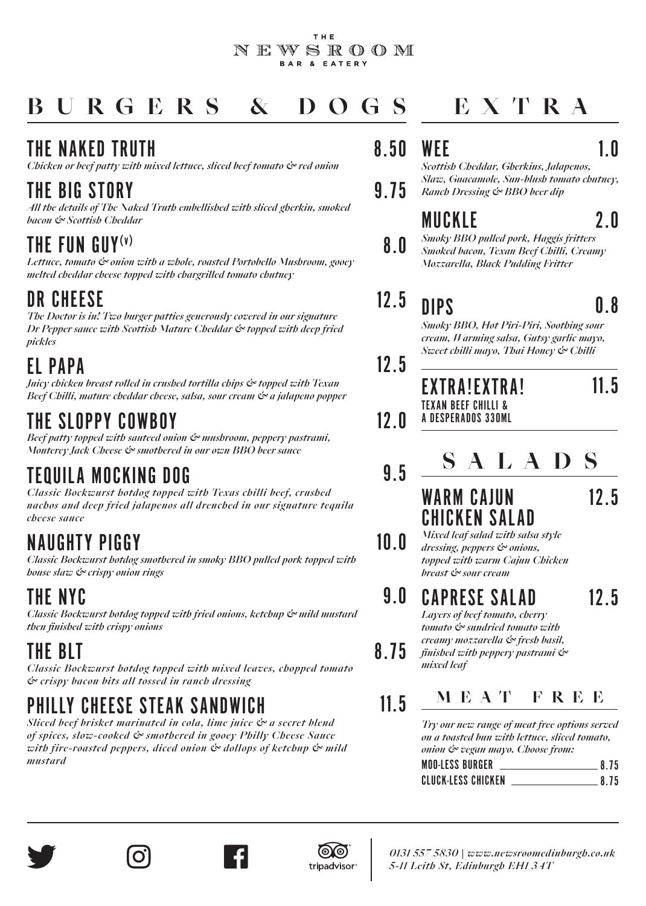THE NEWSROOM
BAR & EATERY

# BURGERS & DOGS

### THE NAKED TRUTH 8.50
*Chicken or beef patty with mixed lettuce, sliced beef tomato & red onion*

### THE BIG STORY 9.75
*All the details of The Naked Truth embellished with sliced gherkin, smoked bacon & Scottish Cheddar*

### THE FUN GUY(v) 8.0
*Lettuce, tomato & onion with a whole, roasted Portobello Mushroom, gooey melted cheddar cheese topped with chargrilled tomato chutney*

### DR CHEESE 12.5
*The Doctor is in! Two burger patties generously covered in our signature Dr Pepper sauce with Scottish Mature Cheddar & topped with deep fried pickles*

### EL PAPA 12.5
*Juicy chicken breast rolled in crushed tortilla chips & topped with Texan Beef Chilli, mature cheddar cheese, salsa, sour cream & a jalapeno popper*

### THE SLOPPY COWBOY 12.0
*Beef patty topped with sauteed onion & mushroom, peppery pastrami, Monterey Jack Cheese & smothered in our own BBQ beer sauce*

### TEQUILA MOCKING DOG 9.5
*Classic Bockwurst hotdog topped with Texas chilli beef, crushed nachos and deep fried jalapenos all drenched in our signature tequila cheese sauce*

### NAUGHTY PIGGY 10.0
*Classic Bockwurst hotdog smothered in smoky BBQ pulled pork topped with house slaw & crispy onion rings*

### THE NYC 9.0
*Classic Bockwurst hotdog topped with fried onions, ketchup & mild mustard then finished with crispy onions*

### THE BLT 8.75
*Classic Bockwurst hotdog topped with mixed leaves, chopped tomato & crispy bacon bits all tossed in ranch dressing*

### PHILLY CHEESE STEAK SANDWICH 11.5
*Sliced beef brisket marinated in cola, lime juice & a secret blend of spices, slow-cooked & smothered in gooey Philly Cheese Sauce with fire-roasted peppers, diced onion & dollops of ketchup & mild mustard*

# EXTRA

### WEE 1.0
*Scottish Cheddar, Gherkins, Jalapenos, Slaw, Guacamole, Sun-blush tomato chutney, Ranch Dressing & BBQ beer dip*

### MUCKLE 2.0
*Smoky BBQ pulled pork, Haggis fritters Smoked bacon, Texan Beef Chilli, Creamy Mozzarella, Black Pudding Fritter*

### DIPS 0.8
*Smoky BBQ, Hot Piri-Piri, Soothing sour cream, Warming salsa, Gutsy garlic mayo, Sweet chilli mayo, Thai Honey & Chilli*

### EXTRA!EXTRA! 11.5
TEXAN BEEF CHILLI & A DESPERADOS 330ML

# SALADS

### WARM CAJUN CHICKEN SALAD 12.5
*Mixed leaf salad with salsa style dressing, peppers & onions, topped with warm Cajun Chicken breast & sour cream*

### CAPRESE SALAD 12.5
*Layers of beef tomato, cherry tomato & sundried tomato with creamy mozzarella & fresh basil, finished with peppery pastrami & mixed leaf*

## MEAT FREE

*Try our new range of meat free options served on a toasted bun with lettuce, sliced tomato, onion & vegan mayo. Choose from:*

MOO-LESS BURGER 8.75
CLUCK-LESS CHICKEN 8.75

*0131 557 5830 | www.newsroomedinburgh.co.uk*
*5-11 Leith St, Edinburgh EH1 3AT*